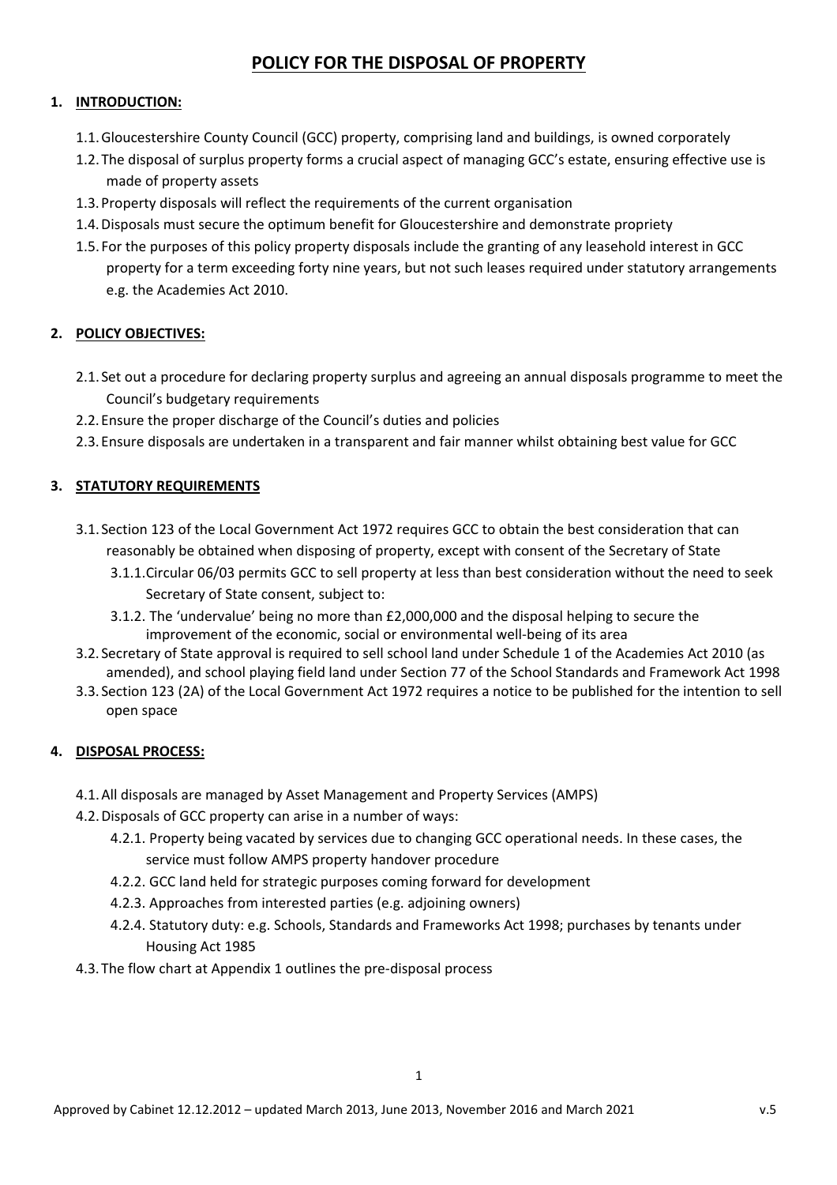# POLICY FOR THE DISPOSAL OF PROPERTY

## 1. INTRODUCTION:

1.1. Gloucestershire County Council (GCC) property, comprising land and buildings, is owned corporately

1.2. The disposal of surplus property forms a crucial aspect of managing GCC's estate, ensuring effective use is made of property assets

1.3. Property disposals will reflect the requirements of the current organisation

1.4. Disposals must secure the optimum benefit for Gloucestershire and demonstrate propriety

1.5. For the purposes of this policy property disposals include the granting of any leasehold interest in GCC property for a term exceeding forty nine years, but not such leases required under statutory arrangements e.g. the Academies Act 2010.

## 2. POLICY OBJECTIVES:

2.1. Set out a procedure for declaring property surplus and agreeing an annual disposals programme to meet the Council's budgetary requirements

2.2. Ensure the proper discharge of the Council's duties and policies

2.3. Ensure disposals are undertaken in a transparent and fair manner whilst obtaining best value for GCC

## 3. STATUTORY REQUIREMENTS

3.1. Section 123 of the Local Government Act 1972 requires GCC to obtain the best consideration that can reasonably be obtained when disposing of property, except with consent of the Secretary of State

3.1.1. Circular 06/03 permits GCC to sell property at less than best consideration without the need to seek Secretary of State consent, subject to:

3.1.2. The 'undervalue' being no more than £2,000,000 and the disposal helping to secure the improvement of the economic, social or environmental well-being of its area

3.2. Secretary of State approval is required to sell school land under Schedule 1 of the Academies Act 2010 (as amended), and school playing field land under Section 77 of the School Standards and Framework Act 1998

3.3. Section 123 (2A) of the Local Government Act 1972 requires a notice to be published for the intention to sell open space

## 4. DISPOSAL PROCESS:

4.1. All disposals are managed by Asset Management and Property Services (AMPS)

4.2. Disposals of GCC property can arise in a number of ways:

4.2.1. Property being vacated by services due to changing GCC operational needs. In these cases, the service must follow AMPS property handover procedure

4.2.2. GCC land held for strategic purposes coming forward for development

4.2.3. Approaches from interested parties (e.g. adjoining owners)

4.2.4. Statutory duty: e.g. Schools, Standards and Frameworks Act 1998; purchases by tenants under Housing Act 1985

4.3. The flow chart at Appendix 1 outlines the pre-disposal process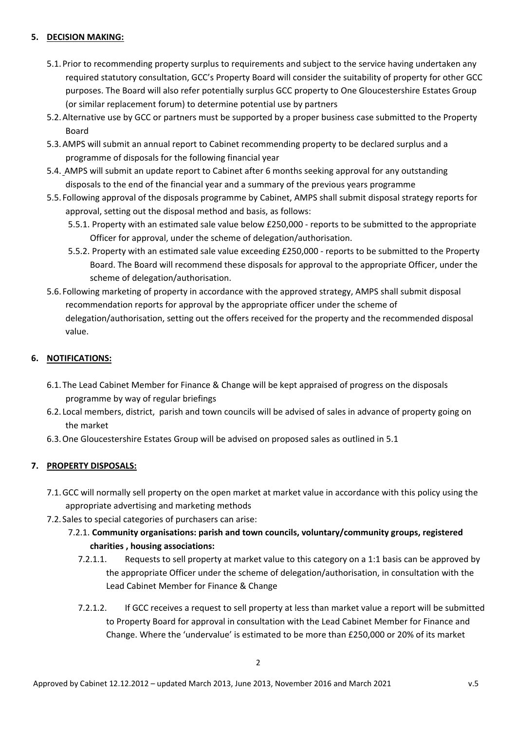## 5. DECISION MAKING:

- 5.1. Prior to recommending property surplus to requirements and subject to the service having undertaken any required statutory consultation, GCC's Property Board will consider the suitability of property for other GCC purposes. The Board will also refer potentially surplus GCC property to One Gloucestershire Estates Group (or similar replacement forum) to determine potential use by partners
- 5.2. Alternative use by GCC or partners must be supported by a proper business case submitted to the Property Board
- 5.3. AMPS will submit an annual report to Cabinet recommending property to be declared surplus and a programme of disposals for the following financial year
- 5.4. AMPS will submit an update report to Cabinet after 6 months seeking approval for any outstanding disposals to the end of the financial year and a summary of the previous years programme
- 5.5. Following approval of the disposals programme by Cabinet, AMPS shall submit disposal strategy reports for approval, setting out the disposal method and basis, as follows:
  - 5.5.1. Property with an estimated sale value below £250,000 - reports to be submitted to the appropriate Officer for approval, under the scheme of delegation/authorisation.
  - 5.5.2. Property with an estimated sale value exceeding £250,000 - reports to be submitted to the Property Board. The Board will recommend these disposals for approval to the appropriate Officer, under the scheme of delegation/authorisation.
- 5.6. Following marketing of property in accordance with the approved strategy, AMPS shall submit disposal recommendation reports for approval by the appropriate officer under the scheme of delegation/authorisation, setting out the offers received for the property and the recommended disposal value.

## 6. NOTIFICATIONS:

- 6.1. The Lead Cabinet Member for Finance & Change will be kept appraised of progress on the disposals programme by way of regular briefings
- 6.2. Local members, district, parish and town councils will be advised of sales in advance of property going on the market
- 6.3. One Gloucestershire Estates Group will be advised on proposed sales as outlined in 5.1

## 7. PROPERTY DISPOSALS:

- 7.1. GCC will normally sell property on the open market at market value in accordance with this policy using the appropriate advertising and marketing methods
- 7.2. Sales to special categories of purchasers can arise:
  - 7.2.1. **Community organisations: parish and town councils, voluntary/community groups, registered charities , housing associations:**
    - 7.2.1.1. Requests to sell property at market value to this category on a 1:1 basis can be approved by the appropriate Officer under the scheme of delegation/authorisation, in consultation with the Lead Cabinet Member for Finance & Change
    - 7.2.1.2. If GCC receives a request to sell property at less than market value a report will be submitted to Property Board for approval in consultation with the Lead Cabinet Member for Finance and Change. Where the 'undervalue' is estimated to be more than £250,000 or 20% of its market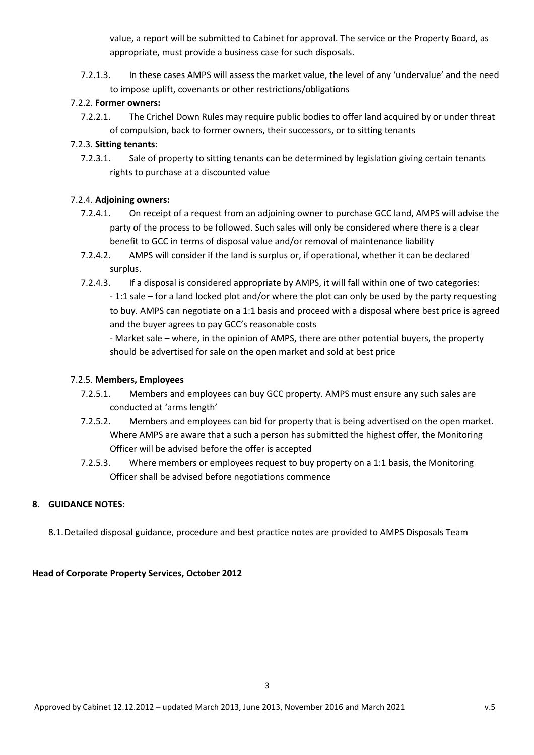value, a report will be submitted to Cabinet for approval. The service or the Property Board, as appropriate, must provide a business case for such disposals.

7.2.1.3. In these cases AMPS will assess the market value, the level of any 'undervalue' and the need to impose uplift, covenants or other restrictions/obligations

7.2.2. **Former owners:**

7.2.2.1. The Crichel Down Rules may require public bodies to offer land acquired by or under threat of compulsion, back to former owners, their successors, or to sitting tenants

7.2.3. **Sitting tenants:**

7.2.3.1. Sale of property to sitting tenants can be determined by legislation giving certain tenants rights to purchase at a discounted value

7.2.4. **Adjoining owners:**

7.2.4.1. On receipt of a request from an adjoining owner to purchase GCC land, AMPS will advise the party of the process to be followed. Such sales will only be considered where there is a clear benefit to GCC in terms of disposal value and/or removal of maintenance liability

7.2.4.2. AMPS will consider if the land is surplus or, if operational, whether it can be declared surplus.

7.2.4.3. If a disposal is considered appropriate by AMPS, it will fall within one of two categories:

- 1:1 sale – for a land locked plot and/or where the plot can only be used by the party requesting to buy. AMPS can negotiate on a 1:1 basis and proceed with a disposal where best price is agreed and the buyer agrees to pay GCC's reasonable costs
- Market sale – where, in the opinion of AMPS, there are other potential buyers, the property should be advertised for sale on the open market and sold at best price

7.2.5. **Members, Employees**

7.2.5.1. Members and employees can buy GCC property. AMPS must ensure any such sales are conducted at 'arms length'

7.2.5.2. Members and employees can bid for property that is being advertised on the open market. Where AMPS are aware that a such a person has submitted the highest offer, the Monitoring Officer will be advised before the offer is accepted

7.2.5.3. Where members or employees request to buy property on a 1:1 basis, the Monitoring Officer shall be advised before negotiations commence

## 8. GUIDANCE NOTES:

8.1. Detailed disposal guidance, procedure and best practice notes are provided to AMPS Disposals Team

**Head of Corporate Property Services, October 2012**

Approved by Cabinet 12.12.2012 – updated March 2013, June 2013, November 2016 and March 2021 v.5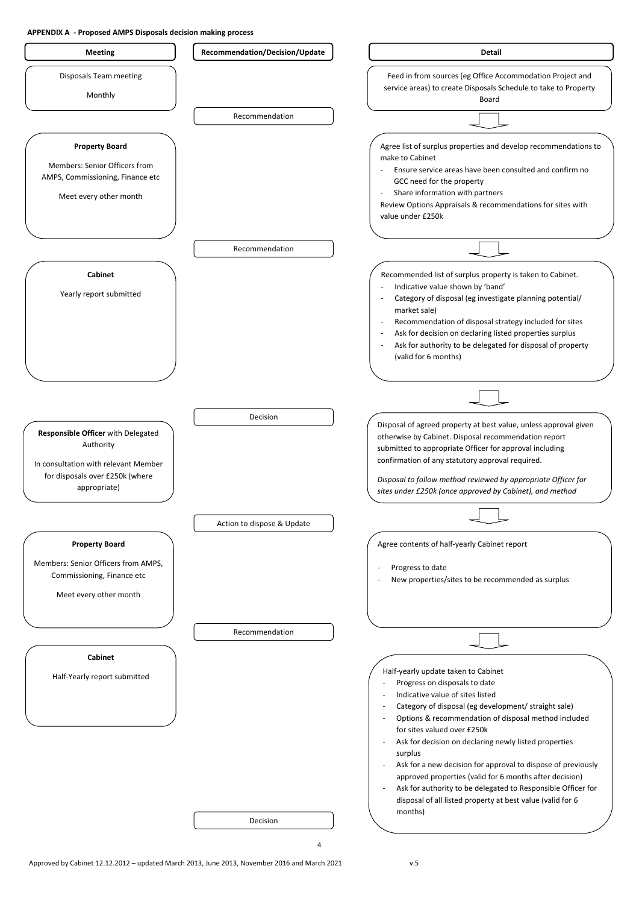**APPENDIX A - Proposed AMPS Disposals decision making process**

| Meeting | Recommendation/Decision/Update | Detail |
|---|---|---|
| Disposals Team meeting<br><br>Monthly | Recommendation | Feed in from sources (eg Office Accommodation Project and service areas) to create Disposals Schedule to take to Property Board |
| **Property Board**<br><br>Members: Senior Officers from AMPS, Commissioning, Finance etc<br><br>Meet every other month | Recommendation | Agree list of surplus properties and develop recommendations to make to Cabinet<br>- Ensure service areas have been consulted and confirm no GCC need for the property<br>- Share information with partners<br>Review Options Appraisals & recommendations for sites with value under £250k |
| **Cabinet**<br><br>Yearly report submitted | Decision | Recommended list of surplus property is taken to Cabinet.<br>- Indicative value shown by 'band'<br>- Category of disposal (eg investigate planning potential/ market sale)<br>- Recommendation of disposal strategy included for sites<br>- Ask for decision on declaring listed properties surplus<br>- Ask for authority to be delegated for disposal of property (valid for 6 months) |
| **Responsible Officer** with Delegated Authority<br><br>In consultation with relevant Member for disposals over £250k (where appropriate) | Action to dispose & Update | Disposal of agreed property at best value, unless approval given otherwise by Cabinet. Disposal recommendation report submitted to appropriate Officer for approval including confirmation of any statutory approval required.<br><br>*Disposal to follow method reviewed by appropriate Officer for sites under £250k (once approved by Cabinet), and method* |
| **Property Board**<br><br>Members: Senior Officers from AMPS, Commissioning, Finance etc<br><br>Meet every other month | Recommendation | Agree contents of half-yearly Cabinet report<br><br>- Progress to date<br>- New properties/sites to be recommended as surplus |
| **Cabinet**<br><br>Half-Yearly report submitted | Decision | Half-yearly update taken to Cabinet<br>- Progress on disposals to date<br>- Indicative value of sites listed<br>- Category of disposal (eg development/ straight sale)<br>- Options & recommendation of disposal method included for sites valued over £250k<br>- Ask for decision on declaring newly listed properties surplus<br>- Ask for a new decision for approval to dispose of previously approved properties (valid for 6 months after decision)<br>- Ask for authority to be delegated to Responsible Officer for disposal of all listed property at best value (valid for 6 months) |

Approved by Cabinet 12.12.2012 – updated March 2013, June 2013, November 2016 and March 2021 v.5